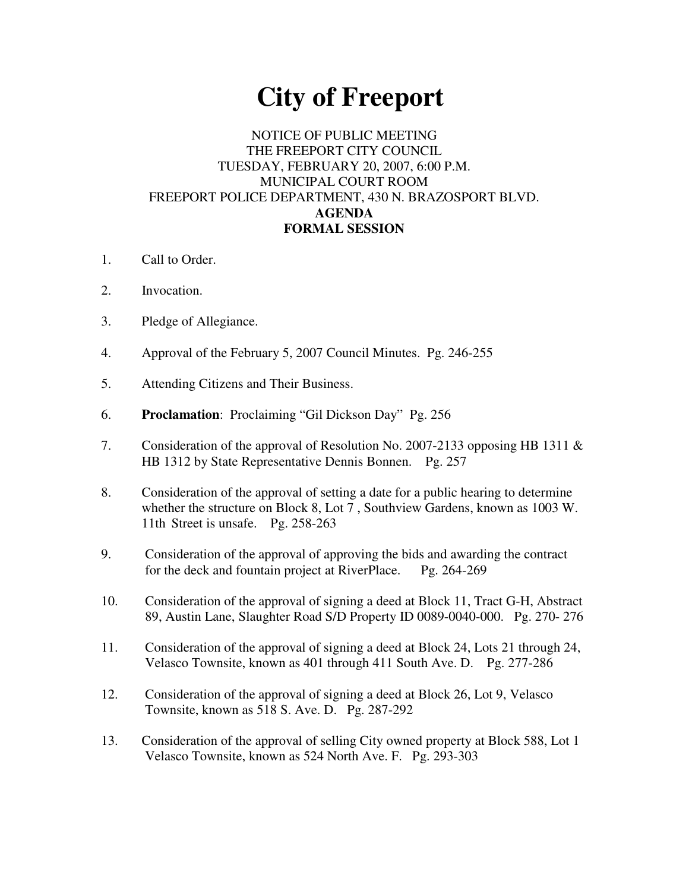# City of Freeport

NOTICE OF PUBLIC MEETING
THE FREEPORT CITY COUNCIL
TUESDAY, FEBRUARY 20, 2007, 6:00 P.M.
MUNICIPAL COURT ROOM
FREEPORT POLICE DEPARTMENT, 430 N. BRAZOSPORT BLVD.
**AGENDA**
**FORMAL SESSION**

1. Call to Order.

2. Invocation.

3. Pledge of Allegiance.

4. Approval of the February 5, 2007 Council Minutes. Pg. 246-255

5. Attending Citizens and Their Business.

6. **Proclamation**: Proclaiming "Gil Dickson Day" Pg. 256

7. Consideration of the approval of Resolution No. 2007-2133 opposing HB 1311 & HB 1312 by State Representative Dennis Bonnen. Pg. 257

8. Consideration of the approval of setting a date for a public hearing to determine whether the structure on Block 8, Lot 7 , Southview Gardens, known as 1003 W. 11th Street is unsafe. Pg. 258-263

9. Consideration of the approval of approving the bids and awarding the contract for the deck and fountain project at RiverPlace. Pg. 264-269

10. Consideration of the approval of signing a deed at Block 11, Tract G-H, Abstract 89, Austin Lane, Slaughter Road S/D Property ID 0089-0040-000. Pg. 270- 276

11. Consideration of the approval of signing a deed at Block 24, Lots 21 through 24, Velasco Townsite, known as 401 through 411 South Ave. D. Pg. 277-286

12. Consideration of the approval of signing a deed at Block 26, Lot 9, Velasco Townsite, known as 518 S. Ave. D. Pg. 287-292

13. Consideration of the approval of selling City owned property at Block 588, Lot 1 Velasco Townsite, known as 524 North Ave. F. Pg. 293-303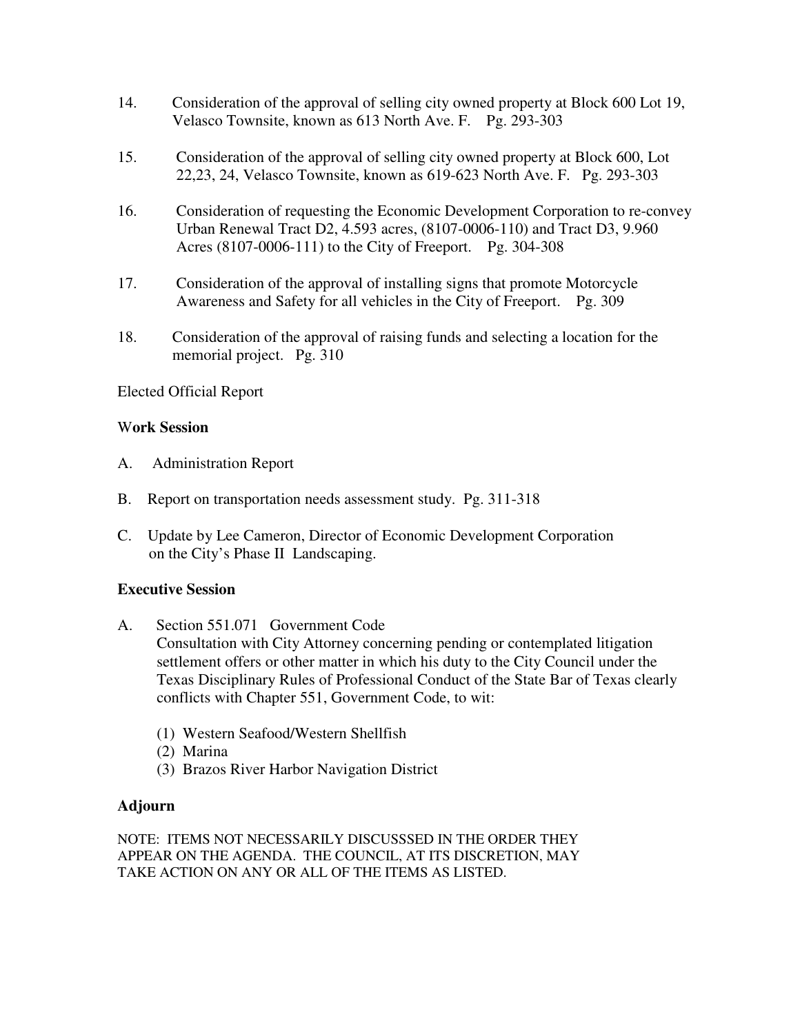14. Consideration of the approval of selling city owned property at Block 600 Lot 19, Velasco Townsite, known as 613 North Ave. F. Pg. 293-303

15. Consideration of the approval of selling city owned property at Block 600, Lot 22,23, 24, Velasco Townsite, known as 619-623 North Ave. F. Pg. 293-303

16. Consideration of requesting the Economic Development Corporation to re-convey Urban Renewal Tract D2, 4.593 acres, (8107-0006-110) and Tract D3, 9.960 Acres (8107-0006-111) to the City of Freeport. Pg. 304-308

17. Consideration of the approval of installing signs that promote Motorcycle Awareness and Safety for all vehicles in the City of Freeport. Pg. 309

18. Consideration of the approval of raising funds and selecting a location for the memorial project. Pg. 310

Elected Official Report

**Work Session**

A. Administration Report

B. Report on transportation needs assessment study. Pg. 311-318

C. Update by Lee Cameron, Director of Economic Development Corporation on the City's Phase II Landscaping.

**Executive Session**

A. Section 551.071 Government Code
Consultation with City Attorney concerning pending or contemplated litigation settlement offers or other matter in which his duty to the City Council under the Texas Disciplinary Rules of Professional Conduct of the State Bar of Texas clearly conflicts with Chapter 551, Government Code, to wit:

   (1) Western Seafood/Western Shellfish
   (2) Marina
   (3) Brazos River Harbor Navigation District

**Adjourn**

NOTE: ITEMS NOT NECESSARILY DISCUSSSED IN THE ORDER THEY APPEAR ON THE AGENDA. THE COUNCIL, AT ITS DISCRETION, MAY TAKE ACTION ON ANY OR ALL OF THE ITEMS AS LISTED.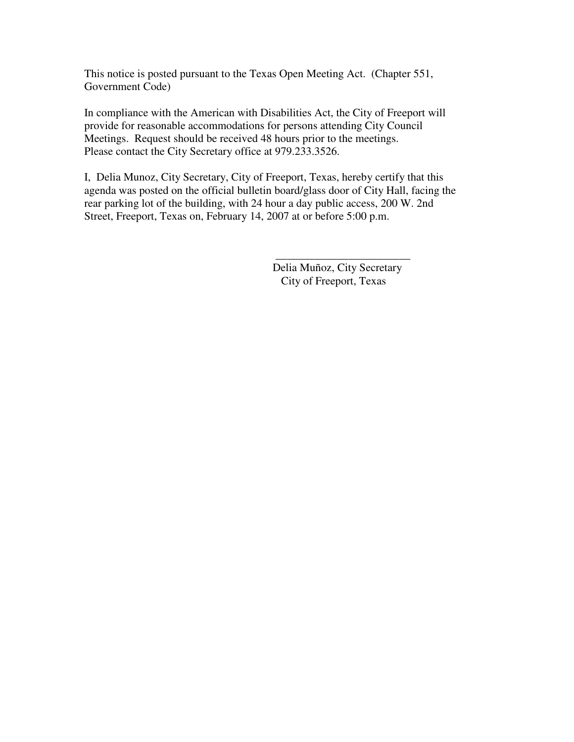This notice is posted pursuant to the Texas Open Meeting Act. (Chapter 551, Government Code)

In compliance with the American with Disabilities Act, the City of Freeport will provide for reasonable accommodations for persons attending City Council Meetings. Request should be received 48 hours prior to the meetings. Please contact the City Secretary office at 979.233.3526.

I, Delia Munoz, City Secretary, City of Freeport, Texas, hereby certify that this agenda was posted on the official bulletin board/glass door of City Hall, facing the rear parking lot of the building, with 24 hour a day public access, 200 W. 2nd Street, Freeport, Texas on, February 14, 2007 at or before 5:00 p.m.

\_\_\_\_\_\_\_\_\_\_\_\_\_\_\_\_\_\_\_\_\_\_\_\_\_

Delia Muñoz, City Secretary
City of Freeport, Texas